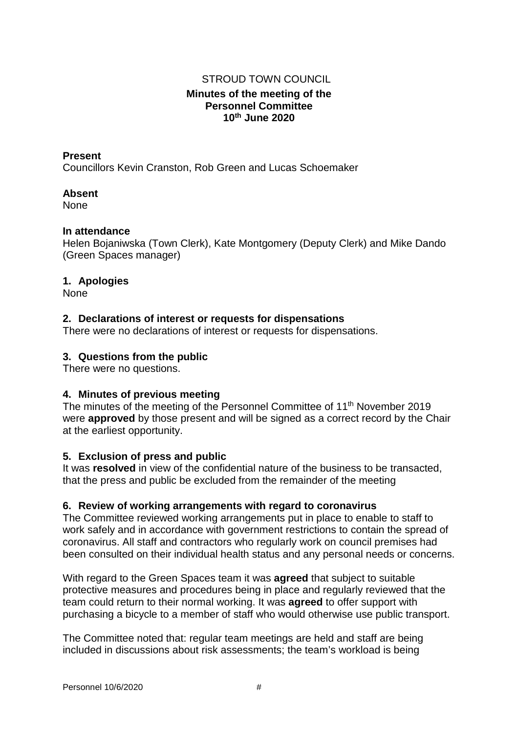STROUD TOWN COUNCIL

# Minutes of the meeting of the Personnel Committee 10th June 2020

**Present**
Councillors Kevin Cranston, Rob Green and Lucas Schoemaker

**Absent**
None

**In attendance**
Helen Bojaniwska (Town Clerk), Kate Montgomery (Deputy Clerk) and Mike Dando (Green Spaces manager)

## 1. Apologies

None

## 2. Declarations of interest or requests for dispensations

There were no declarations of interest or requests for dispensations.

## 3. Questions from the public

There were no questions.

## 4. Minutes of previous meeting

The minutes of the meeting of the Personnel Committee of 11th November 2019 were **approved** by those present and will be signed as a correct record by the Chair at the earliest opportunity.

## 5. Exclusion of press and public

It was **resolved** in view of the confidential nature of the business to be transacted, that the press and public be excluded from the remainder of the meeting

## 6. Review of working arrangements with regard to coronavirus

The Committee reviewed working arrangements put in place to enable to staff to work safely and in accordance with government restrictions to contain the spread of coronavirus. All staff and contractors who regularly work on council premises had been consulted on their individual health status and any personal needs or concerns.

With regard to the Green Spaces team it was **agreed** that subject to suitable protective measures and procedures being in place and regularly reviewed that the team could return to their normal working. It was **agreed** to offer support with purchasing a bicycle to a member of staff who would otherwise use public transport.

The Committee noted that: regular team meetings are held and staff are being included in discussions about risk assessments; the team's workload is being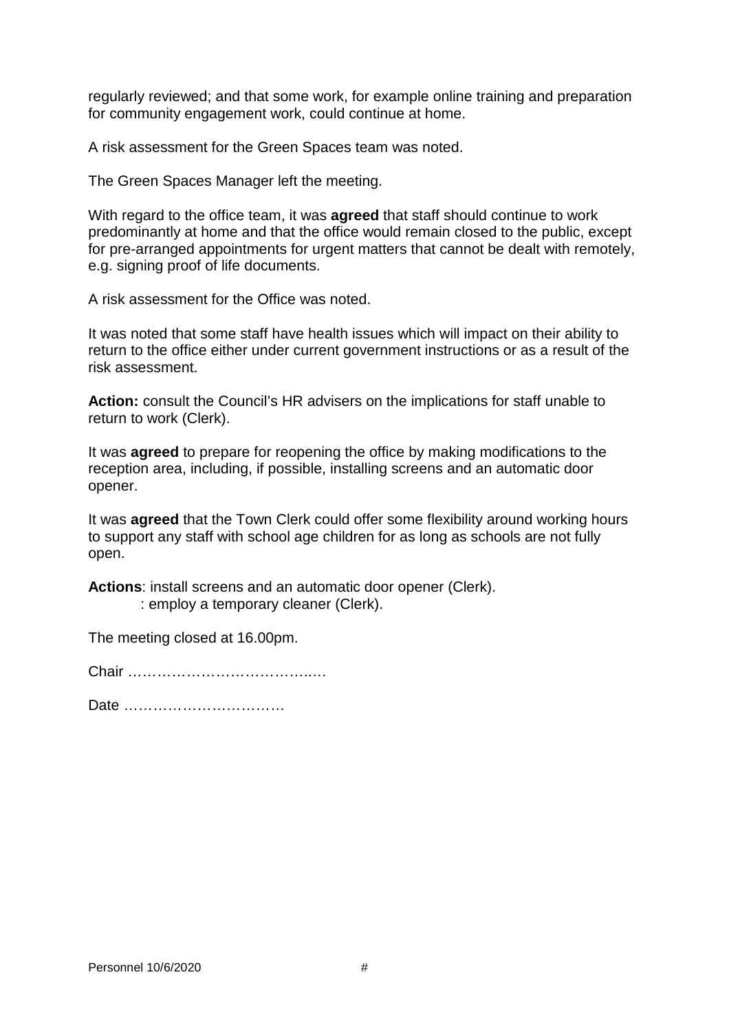regularly reviewed; and that some work, for example online training and preparation for community engagement work, could continue at home.

A risk assessment for the Green Spaces team was noted.

The Green Spaces Manager left the meeting.

With regard to the office team, it was **agreed** that staff should continue to work predominantly at home and that the office would remain closed to the public, except for pre-arranged appointments for urgent matters that cannot be dealt with remotely, e.g. signing proof of life documents.

A risk assessment for the Office was noted.

It was noted that some staff have health issues which will impact on their ability to return to the office either under current government instructions or as a result of the risk assessment.

**Action:** consult the Council's HR advisers on the implications for staff unable to return to work (Clerk).

It was **agreed** to prepare for reopening the office by making modifications to the reception area, including, if possible, installing screens and an automatic door opener.

It was **agreed** that the Town Clerk could offer some flexibility around working hours to support any staff with school age children for as long as schools are not fully open.

**Actions**: install screens and an automatic door opener (Clerk).
: employ a temporary cleaner (Clerk).

The meeting closed at 16.00pm.

Chair …………………………………..…

Date …………………………….